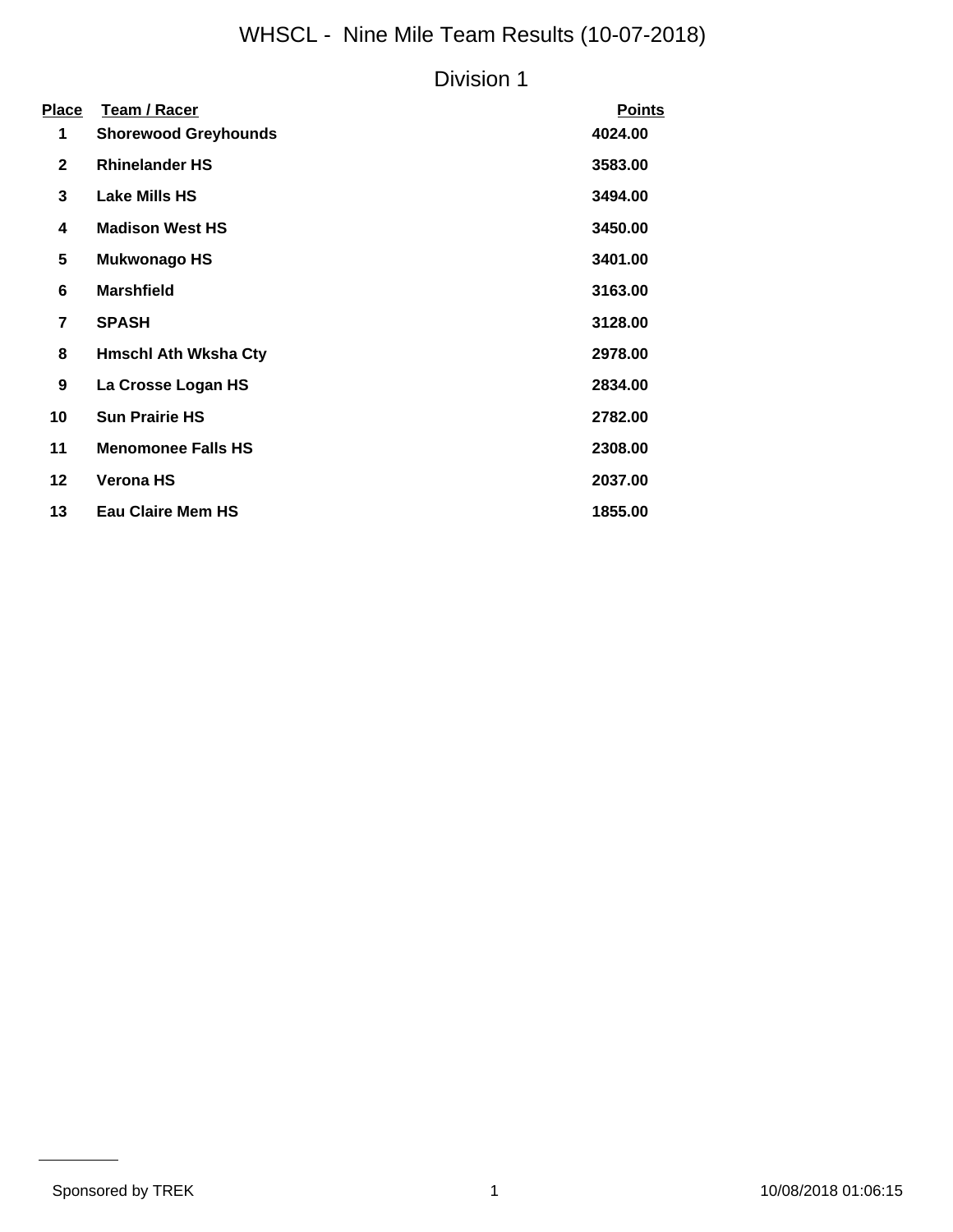# WHSCL - Nine Mile Team Results (10-07-2018)

## Division 1

| Place | Team / Racer | Points |
|---|---|---|
| 1 | **Shorewood Greyhounds** | **4024.00** |
| 2 | **Rhinelander HS** | **3583.00** |
| 3 | **Lake Mills HS** | **3494.00** |
| 4 | **Madison West HS** | **3450.00** |
| 5 | **Mukwonago HS** | **3401.00** |
| 6 | **Marshfield** | **3163.00** |
| 7 | **SPASH** | **3128.00** |
| 8 | **Hmschl Ath Wksha Cty** | **2978.00** |
| 9 | **La Crosse Logan HS** | **2834.00** |
| 10 | **Sun Prairie HS** | **2782.00** |
| 11 | **Menomonee Falls HS** | **2308.00** |
| 12 | **Verona HS** | **2037.00** |
| 13 | **Eau Claire Mem HS** | **1855.00** |

Sponsored by TREK

10/08/2018 01:06:15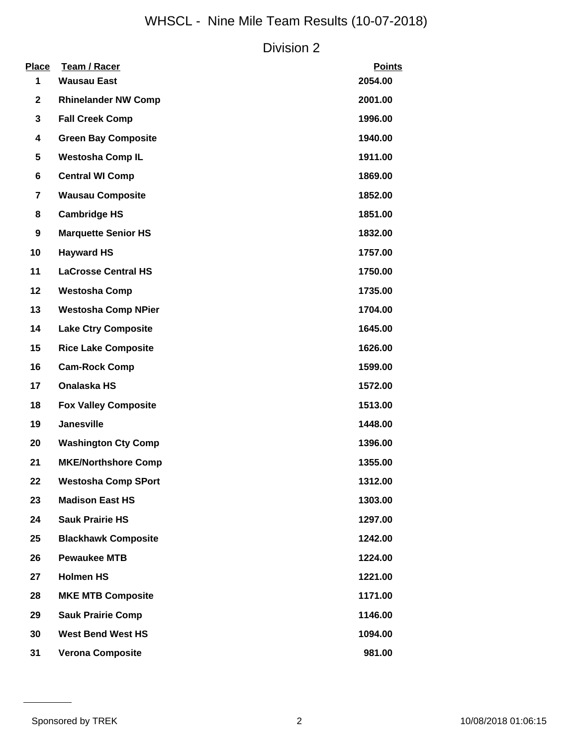# WHSCL - Nine Mile Team Results (10-07-2018)

## Division 2

| Place | Team / Racer | Points |
|---|---|---|
| 1 | **Wausau East** | **2054.00** |
| 2 | **Rhinelander NW Comp** | **2001.00** |
| 3 | **Fall Creek Comp** | **1996.00** |
| 4 | **Green Bay Composite** | **1940.00** |
| 5 | **Westosha Comp IL** | **1911.00** |
| 6 | **Central WI Comp** | **1869.00** |
| 7 | **Wausau Composite** | **1852.00** |
| 8 | **Cambridge HS** | **1851.00** |
| 9 | **Marquette Senior HS** | **1832.00** |
| 10 | **Hayward HS** | **1757.00** |
| 11 | **LaCrosse Central HS** | **1750.00** |
| 12 | **Westosha Comp** | **1735.00** |
| 13 | **Westosha Comp NPier** | **1704.00** |
| 14 | **Lake Ctry Composite** | **1645.00** |
| 15 | **Rice Lake Composite** | **1626.00** |
| 16 | **Cam-Rock Comp** | **1599.00** |
| 17 | **Onalaska HS** | **1572.00** |
| 18 | **Fox Valley Composite** | **1513.00** |
| 19 | **Janesville** | **1448.00** |
| 20 | **Washington Cty Comp** | **1396.00** |
| 21 | **MKE/Northshore Comp** | **1355.00** |
| 22 | **Westosha Comp SPort** | **1312.00** |
| 23 | **Madison East HS** | **1303.00** |
| 24 | **Sauk Prairie HS** | **1297.00** |
| 25 | **Blackhawk Composite** | **1242.00** |
| 26 | **Pewaukee MTB** | **1224.00** |
| 27 | **Holmen HS** | **1221.00** |
| 28 | **MKE MTB Composite** | **1171.00** |
| 29 | **Sauk Prairie Comp** | **1146.00** |
| 30 | **West Bend West HS** | **1094.00** |
| 31 | **Verona Composite** | **981.00** |

Sponsored by TREK

10/08/2018 01:06:15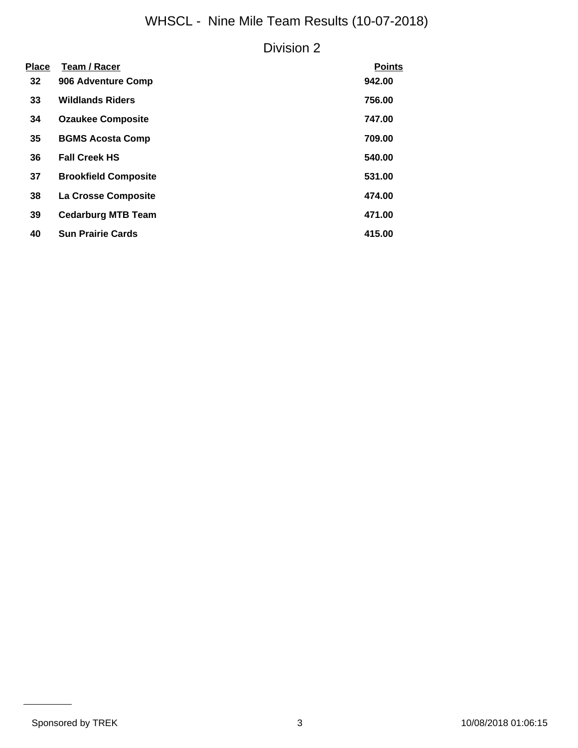# WHSCL - Nine Mile Team Results (10-07-2018)

## Division 2

| Place | Team / Racer | Points |
|---|---|---|
| 32 | **906 Adventure Comp** | **942.00** |
| 33 | **Wildlands Riders** | **756.00** |
| 34 | **Ozaukee Composite** | **747.00** |
| 35 | **BGMS Acosta Comp** | **709.00** |
| 36 | **Fall Creek HS** | **540.00** |
| 37 | **Brookfield Composite** | **531.00** |
| 38 | **La Crosse Composite** | **474.00** |
| 39 | **Cedarburg MTB Team** | **471.00** |
| 40 | **Sun Prairie Cards** | **415.00** |

Sponsored by TREK

10/08/2018 01:06:15